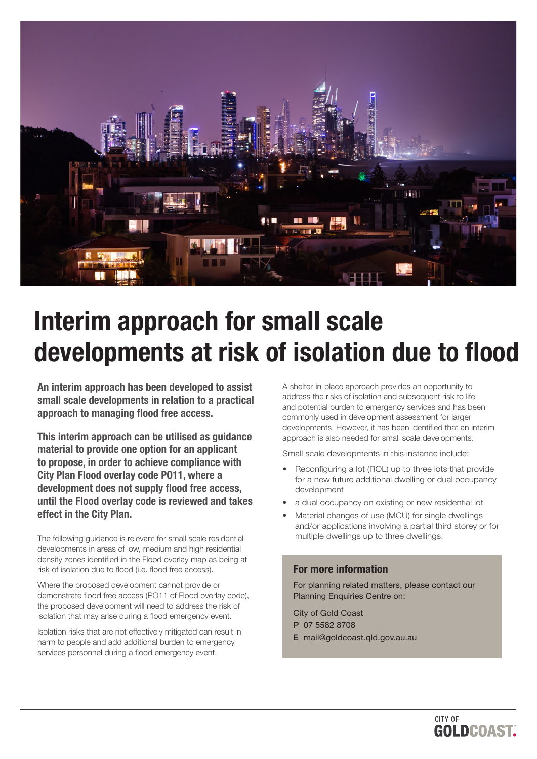# Interim approach for small scale developments at risk of isolation due to flood

**An interim approach has been developed to assist small scale developments in relation to a practical approach to managing flood free access.**

**This interim approach can be utilised as guidance material to provide one option for an applicant to propose, in order to achieve compliance with City Plan Flood overlay code PO11, where a development does not supply flood free access, until the Flood overlay code is reviewed and takes effect in the City Plan.**

The following guidance is relevant for small scale residential developments in areas of low, medium and high residential density zones identified in the Flood overlay map as being at risk of isolation due to flood (i.e. flood free access).

Where the proposed development cannot provide or demonstrate flood free access (PO11 of Flood overlay code), the proposed development will need to address the risk of isolation that may arise during a flood emergency event.

Isolation risks that are not effectively mitigated can result in harm to people and add additional burden to emergency services personnel during a flood emergency event.

A shelter-in-place approach provides an opportunity to address the risks of isolation and subsequent risk to life and potential burden to emergency services and has been commonly used in development assessment for larger developments. However, it has been identified that an interim approach is also needed for small scale developments.

Small scale developments in this instance include:

- Reconfiguring a lot (ROL) up to three lots that provide for a new future additional dwelling or dual occupancy development
- a dual occupancy on existing or new residential lot
- Material changes of use (MCU) for single dwellings and/or applications involving a partial third storey or for multiple dwellings up to three dwellings.

## For more information

For planning related matters, please contact our Planning Enquiries Centre on:

City of Gold Coast
**P** 07 5582 8708
**E** mail@goldcoast.qld.gov.au.au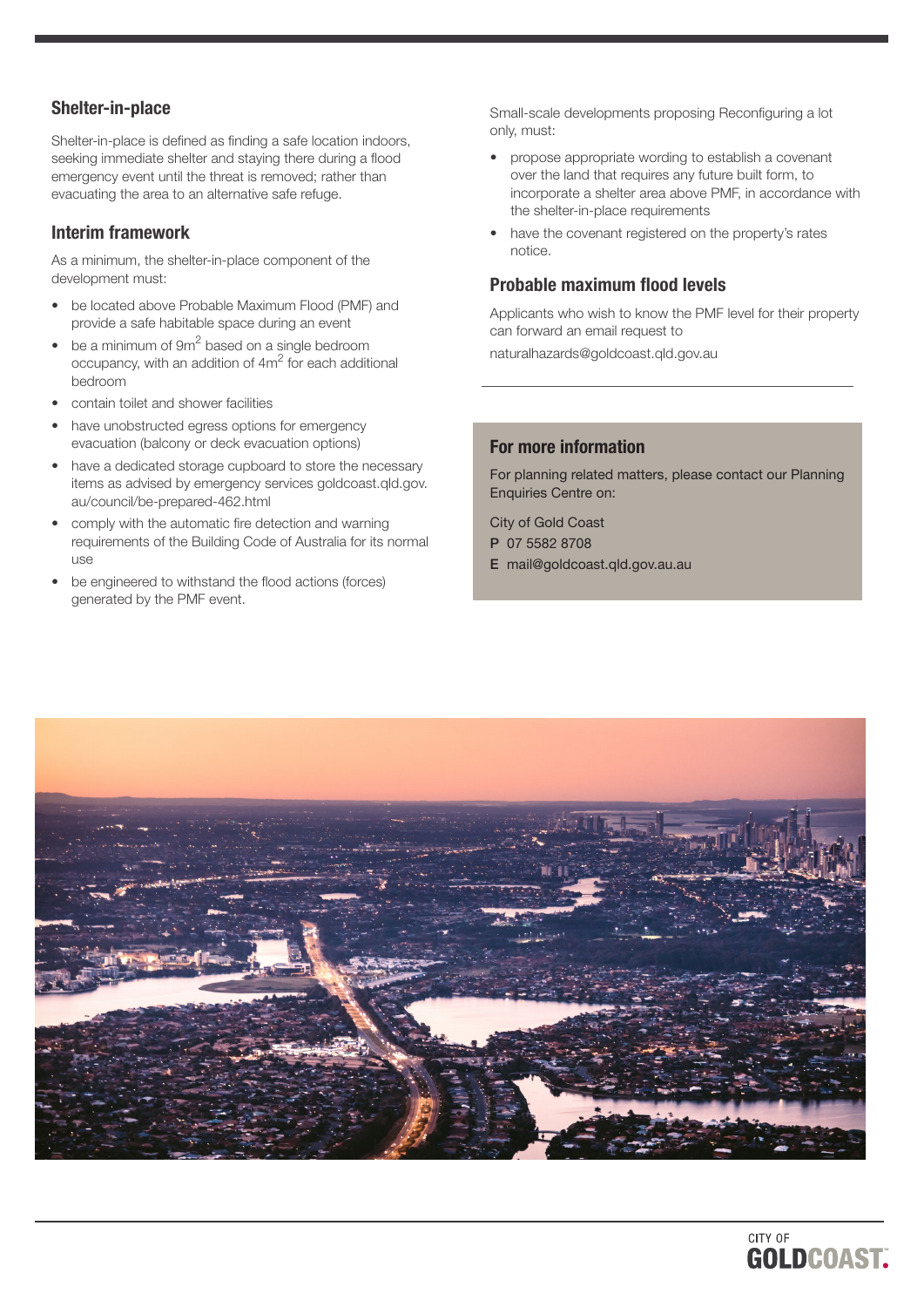## Shelter-in-place

Shelter-in-place is defined as finding a safe location indoors, seeking immediate shelter and staying there during a flood emergency event until the threat is removed; rather than evacuating the area to an alternative safe refuge.

## Interim framework

As a minimum, the shelter-in-place component of the development must:

- be located above Probable Maximum Flood (PMF) and provide a safe habitable space during an event
- be a minimum of $9m^2$ based on a single bedroom occupancy, with an addition of $4m^2$ for each additional bedroom
- contain toilet and shower facilities
- have unobstructed egress options for emergency evacuation (balcony or deck evacuation options)
- have a dedicated storage cupboard to store the necessary items as advised by emergency services goldcoast.qld.gov.au/council/be-prepared-462.html
- comply with the automatic fire detection and warning requirements of the Building Code of Australia for its normal use
- be engineered to withstand the flood actions (forces) generated by the PMF event.

Small-scale developments proposing Reconfiguring a lot only, must:

- propose appropriate wording to establish a covenant over the land that requires any future built form, to incorporate a shelter area above PMF, in accordance with the shelter-in-place requirements
- have the covenant registered on the property's rates notice.

## Probable maximum flood levels

Applicants who wish to know the PMF level for their property can forward an email request to

naturalhazards@goldcoast.qld.gov.au

## For more information

For planning related matters, please contact our Planning Enquiries Centre on:

City of Gold Coast  
**P** 07 5582 8708  
**E** mail@goldcoast.qld.gov.au.au